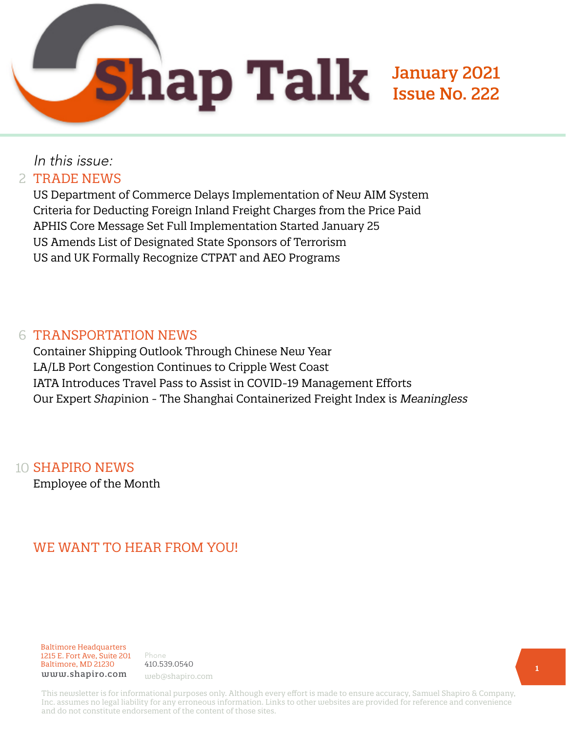# Shap Talk

**January 2021**
**Issue No. 222**

*In this issue:*

## 2 TRADE NEWS

US Department of Commerce Delays Implementation of New AIM System
Criteria for Deducting Foreign Inland Freight Charges from the Price Paid
APHIS Core Message Set Full Implementation Started January 25
US Amends List of Designated State Sponsors of Terrorism
US and UK Formally Recognize CTPAT and AEO Programs

## 6 TRANSPORTATION NEWS

Container Shipping Outlook Through Chinese New Year
LA/LB Port Congestion Continues to Cripple West Coast
IATA Introduces Travel Pass to Assist in COVID-19 Management Efforts
Our Expert *Shap*inion - The Shanghai Containerized Freight Index is *Meaningless*

## 10 SHAPIRO NEWS

Employee of the Month

## WE WANT TO HEAR FROM YOU!

Baltimore Headquarters
1215 E. Fort Ave, Suite 201
Baltimore, MD 21230
www.shapiro.com

Phone
410.539.0540
web@shapiro.com

This newsletter is for informational purposes only. Although every effort is made to ensure accuracy, Samuel Shapiro & Company, Inc. assumes no legal liability for any erroneous information. Links to other websites are provided for reference and convenience and do not constitute endorsement of the content of those sites.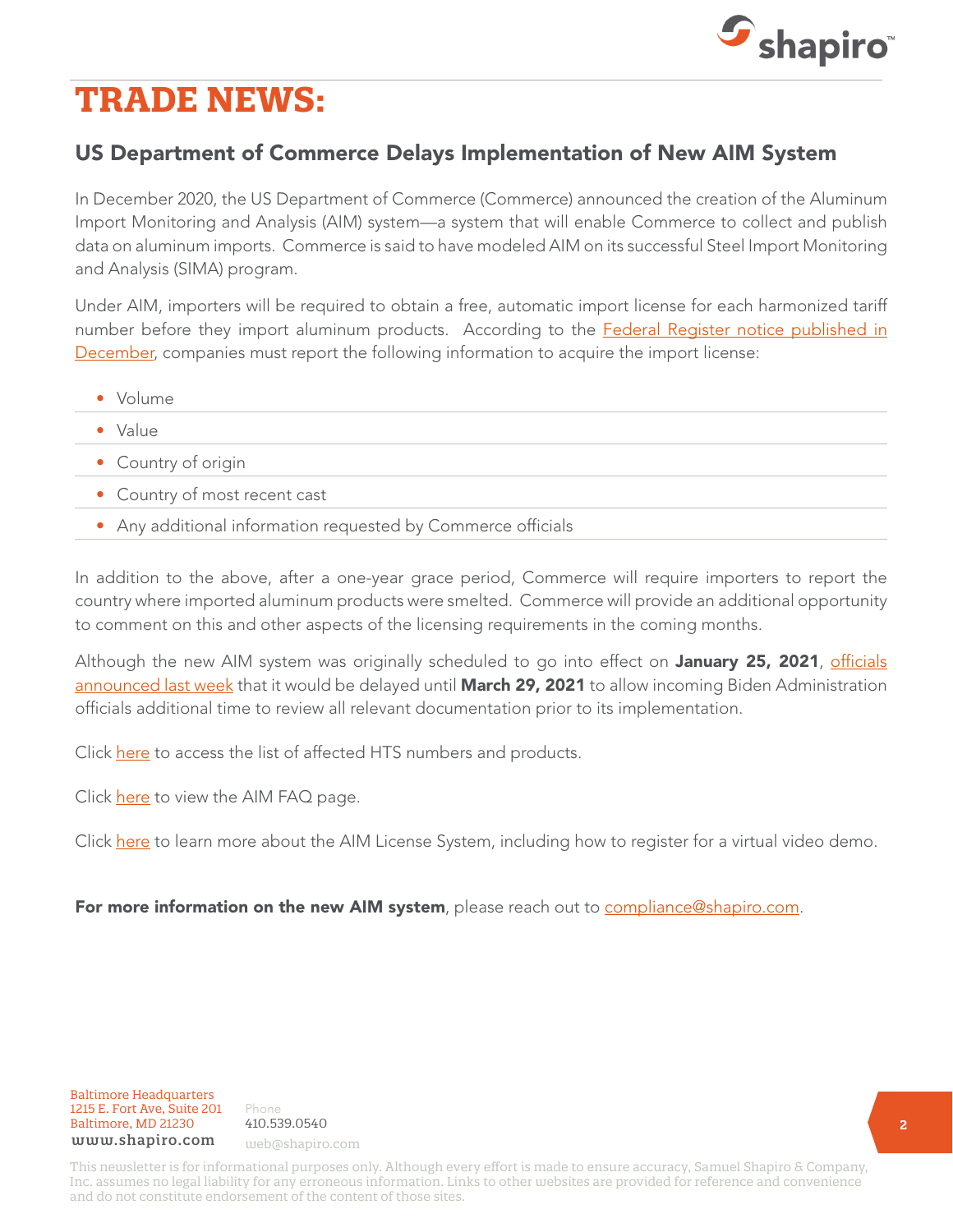# TRADE NEWS:

## US Department of Commerce Delays Implementation of New AIM System

In December 2020, the US Department of Commerce (Commerce) announced the creation of the Aluminum Import Monitoring and Analysis (AIM) system—a system that will enable Commerce to collect and publish data on aluminum imports. Commerce is said to have modeled AIM on its successful Steel Import Monitoring and Analysis (SIMA) program.

Under AIM, importers will be required to obtain a free, automatic import license for each harmonized tariff number before they import aluminum products. According to the Federal Register notice published in December, companies must report the following information to acquire the import license:

- Volume
- Value
- Country of origin
- Country of most recent cast
- Any additional information requested by Commerce officials

In addition to the above, after a one-year grace period, Commerce will require importers to report the country where imported aluminum products were smelted. Commerce will provide an additional opportunity to comment on this and other aspects of the licensing requirements in the coming months.

Although the new AIM system was originally scheduled to go into effect on **January 25, 2021**, officials announced last week that it would be delayed until **March 29, 2021** to allow incoming Biden Administration officials additional time to review all relevant documentation prior to its implementation.

Click here to access the list of affected HTS numbers and products.

Click here to view the AIM FAQ page.

Click here to learn more about the AIM License System, including how to register for a virtual video demo.

**For more information on the new AIM system**, please reach out to compliance@shapiro.com.

Baltimore Headquarters
1215 E. Fort Ave, Suite 201
Baltimore, MD 21230
www.shapiro.com

Phone
410.539.0540
web@shapiro.com

This newsletter is for informational purposes only. Although every effort is made to ensure accuracy, Samuel Shapiro & Company, Inc. assumes no legal liability for any erroneous information. Links to other websites are provided for reference and convenience and do not constitute endorsement of the content of those sites.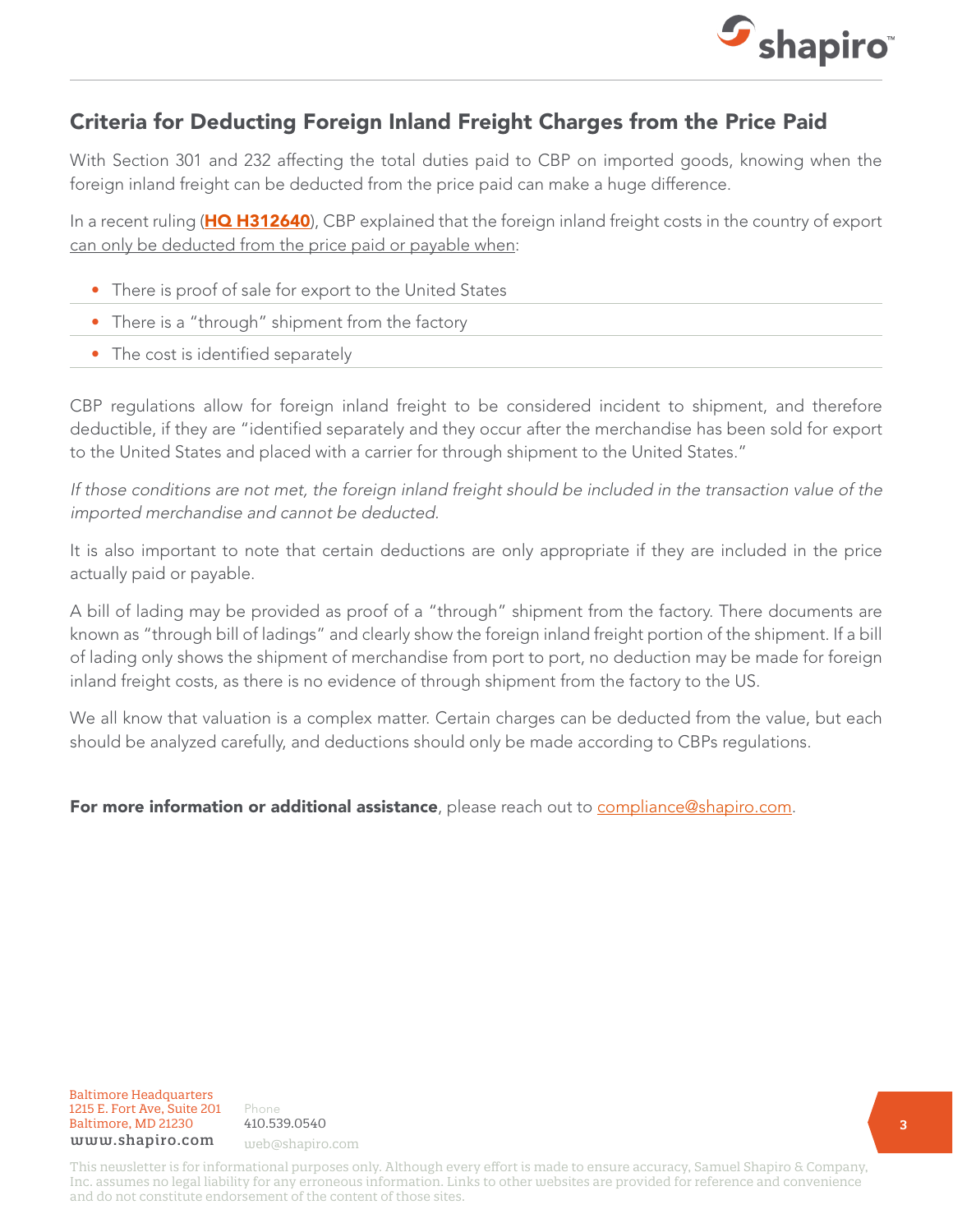## Criteria for Deducting Foreign Inland Freight Charges from the Price Paid

With Section 301 and 232 affecting the total duties paid to CBP on imported goods, knowing when the foreign inland freight can be deducted from the price paid can make a huge difference.

In a recent ruling (**HQ H312640**), CBP explained that the foreign inland freight costs in the country of export can only be deducted from the price paid or payable when:

- There is proof of sale for export to the United States
- There is a "through" shipment from the factory
- The cost is identified separately

CBP regulations allow for foreign inland freight to be considered incident to shipment, and therefore deductible, if they are "identified separately and they occur after the merchandise has been sold for export to the United States and placed with a carrier for through shipment to the United States."

*If those conditions are not met, the foreign inland freight should be included in the transaction value of the imported merchandise and cannot be deducted.*

It is also important to note that certain deductions are only appropriate if they are included in the price actually paid or payable.

A bill of lading may be provided as proof of a "through" shipment from the factory. There documents are known as "through bill of ladings" and clearly show the foreign inland freight portion of the shipment. If a bill of lading only shows the shipment of merchandise from port to port, no deduction may be made for foreign inland freight costs, as there is no evidence of through shipment from the factory to the US.

We all know that valuation is a complex matter. Certain charges can be deducted from the value, but each should be analyzed carefully, and deductions should only be made according to CBPs regulations.

**For more information or additional assistance**, please reach out to compliance@shapiro.com.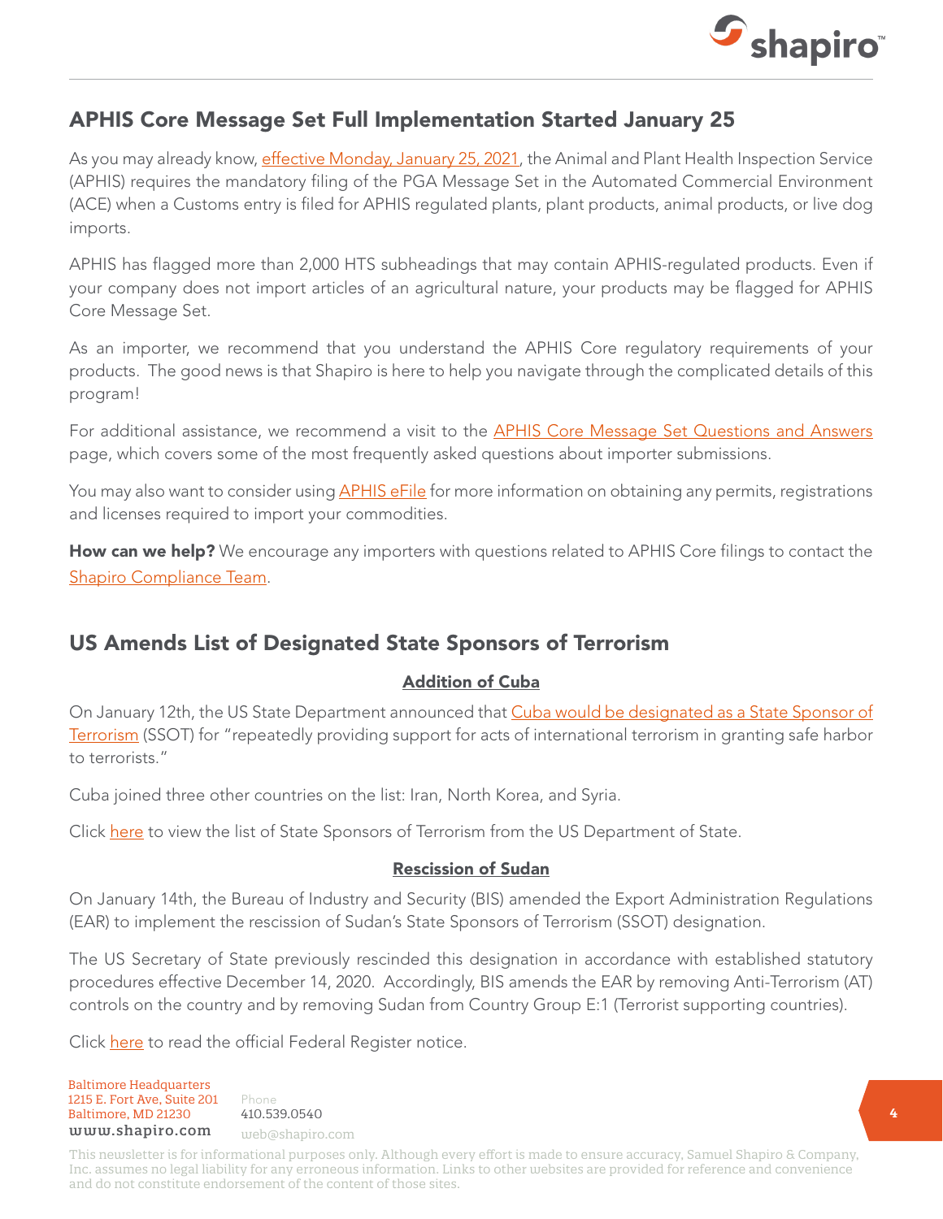## APHIS Core Message Set Full Implementation Started January 25

As you may already know, effective Monday, January 25, 2021, the Animal and Plant Health Inspection Service (APHIS) requires the mandatory filing of the PGA Message Set in the Automated Commercial Environment (ACE) when a Customs entry is filed for APHIS regulated plants, plant products, animal products, or live dog imports.

APHIS has flagged more than 2,000 HTS subheadings that may contain APHIS-regulated products. Even if your company does not import articles of an agricultural nature, your products may be flagged for APHIS Core Message Set.

As an importer, we recommend that you understand the APHIS Core regulatory requirements of your products. The good news is that Shapiro is here to help you navigate through the complicated details of this program!

For additional assistance, we recommend a visit to the APHIS Core Message Set Questions and Answers page, which covers some of the most frequently asked questions about importer submissions.

You may also want to consider using APHIS eFile for more information on obtaining any permits, registrations and licenses required to import your commodities.

**How can we help?** We encourage any importers with questions related to APHIS Core filings to contact the Shapiro Compliance Team.

## US Amends List of Designated State Sponsors of Terrorism

### Addition of Cuba

On January 12th, the US State Department announced that Cuba would be designated as a State Sponsor of Terrorism (SSOT) for "repeatedly providing support for acts of international terrorism in granting safe harbor to terrorists."

Cuba joined three other countries on the list: Iran, North Korea, and Syria.

Click here to view the list of State Sponsors of Terrorism from the US Department of State.

### Rescission of Sudan

On January 14th, the Bureau of Industry and Security (BIS) amended the Export Administration Regulations (EAR) to implement the rescission of Sudan's State Sponsors of Terrorism (SSOT) designation.

The US Secretary of State previously rescinded this designation in accordance with established statutory procedures effective December 14, 2020. Accordingly, BIS amends the EAR by removing Anti-Terrorism (AT) controls on the country and by removing Sudan from Country Group E:1 (Terrorist supporting countries).

Click here to read the official Federal Register notice.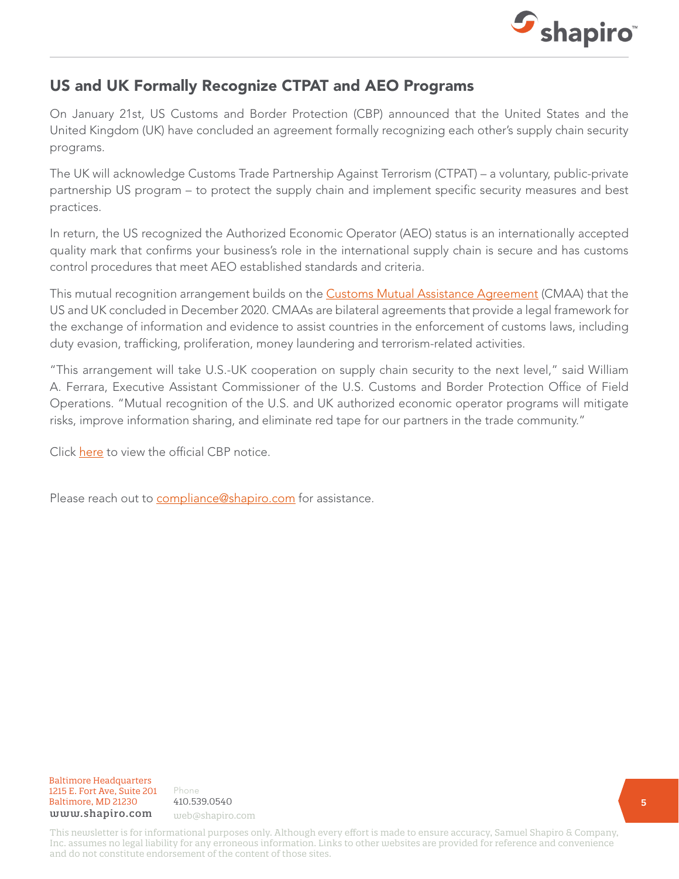## US and UK Formally Recognize CTPAT and AEO Programs

On January 21st, US Customs and Border Protection (CBP) announced that the United States and the United Kingdom (UK) have concluded an agreement formally recognizing each other's supply chain security programs.

The UK will acknowledge Customs Trade Partnership Against Terrorism (CTPAT) – a voluntary, public-private partnership US program – to protect the supply chain and implement specific security measures and best practices.

In return, the US recognized the Authorized Economic Operator (AEO) status is an internationally accepted quality mark that confirms your business's role in the international supply chain is secure and has customs control procedures that meet AEO established standards and criteria.

This mutual recognition arrangement builds on the Customs Mutual Assistance Agreement (CMAA) that the US and UK concluded in December 2020. CMAAs are bilateral agreements that provide a legal framework for the exchange of information and evidence to assist countries in the enforcement of customs laws, including duty evasion, trafficking, proliferation, money laundering and terrorism-related activities.

"This arrangement will take U.S.-UK cooperation on supply chain security to the next level," said William A. Ferrara, Executive Assistant Commissioner of the U.S. Customs and Border Protection Office of Field Operations. "Mutual recognition of the U.S. and UK authorized economic operator programs will mitigate risks, improve information sharing, and eliminate red tape for our partners in the trade community."

Click here to view the official CBP notice.

Please reach out to compliance@shapiro.com for assistance.

Baltimore Headquarters
1215 E. Fort Ave, Suite 201
Baltimore, MD 21230
www.shapiro.com

Phone
410.539.0540
web@shapiro.com

This newsletter is for informational purposes only. Although every effort is made to ensure accuracy, Samuel Shapiro & Company, Inc. assumes no legal liability for any erroneous information. Links to other websites are provided for reference and convenience and do not constitute endorsement of the content of those sites.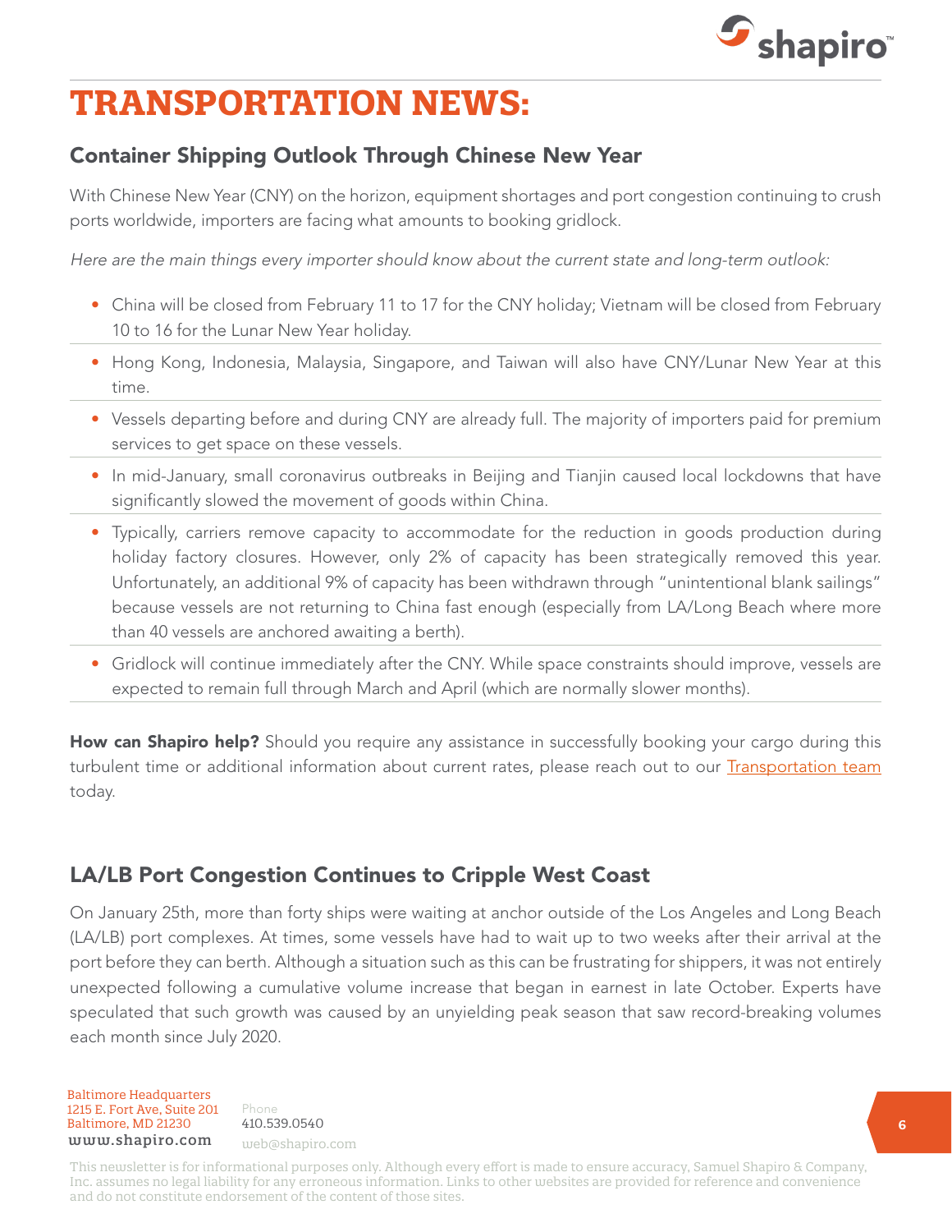# TRANSPORTATION NEWS:

## Container Shipping Outlook Through Chinese New Year

With Chinese New Year (CNY) on the horizon, equipment shortages and port congestion continuing to crush ports worldwide, importers are facing what amounts to booking gridlock.

*Here are the main things every importer should know about the current state and long-term outlook:*

- China will be closed from February 11 to 17 for the CNY holiday; Vietnam will be closed from February 10 to 16 for the Lunar New Year holiday.
- Hong Kong, Indonesia, Malaysia, Singapore, and Taiwan will also have CNY/Lunar New Year at this time.
- Vessels departing before and during CNY are already full. The majority of importers paid for premium services to get space on these vessels.
- In mid-January, small coronavirus outbreaks in Beijing and Tianjin caused local lockdowns that have significantly slowed the movement of goods within China.
- Typically, carriers remove capacity to accommodate for the reduction in goods production during holiday factory closures. However, only 2% of capacity has been strategically removed this year. Unfortunately, an additional 9% of capacity has been withdrawn through "unintentional blank sailings" because vessels are not returning to China fast enough (especially from LA/Long Beach where more than 40 vessels are anchored awaiting a berth).
- Gridlock will continue immediately after the CNY. While space constraints should improve, vessels are expected to remain full through March and April (which are normally slower months).

**How can Shapiro help?** Should you require any assistance in successfully booking your cargo during this turbulent time or additional information about current rates, please reach out to our [Transportation team] today.

## LA/LB Port Congestion Continues to Cripple West Coast

On January 25th, more than forty ships were waiting at anchor outside of the Los Angeles and Long Beach (LA/LB) port complexes. At times, some vessels have had to wait up to two weeks after their arrival at the port before they can berth. Although a situation such as this can be frustrating for shippers, it was not entirely unexpected following a cumulative volume increase that began in earnest in late October. Experts have speculated that such growth was caused by an unyielding peak season that saw record-breaking volumes each month since July 2020.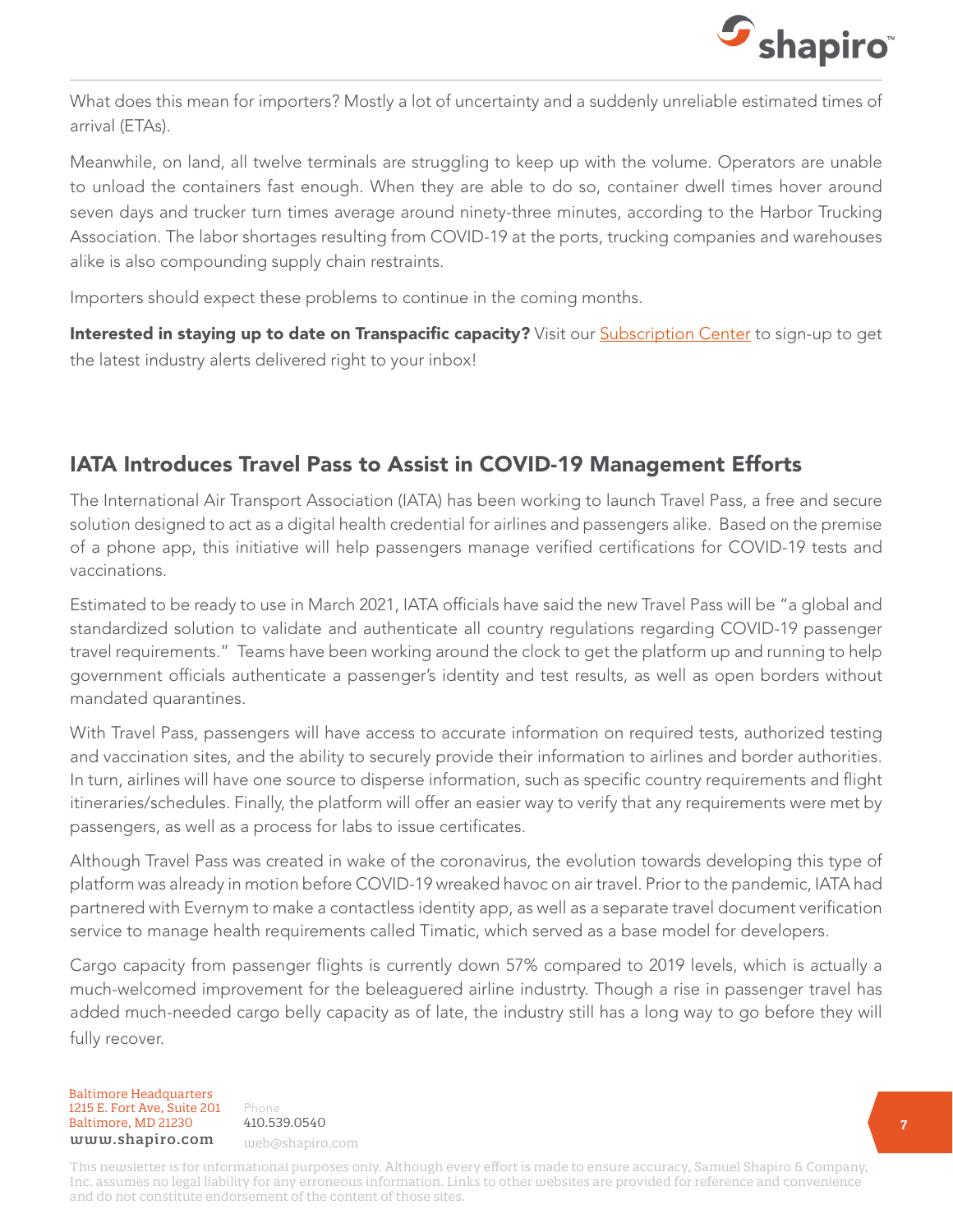What does this mean for importers? Mostly a lot of uncertainty and a suddenly unreliable estimated times of arrival (ETAs).

Meanwhile, on land, all twelve terminals are struggling to keep up with the volume. Operators are unable to unload the containers fast enough. When they are able to do so, container dwell times hover around seven days and trucker turn times average around ninety-three minutes, according to the Harbor Trucking Association. The labor shortages resulting from COVID-19 at the ports, trucking companies and warehouses alike is also compounding supply chain restraints.

Importers should expect these problems to continue in the coming months.

**Interested in staying up to date on Transpacific capacity?** Visit our Subscription Center to sign-up to get the latest industry alerts delivered right to your inbox!

## IATA Introduces Travel Pass to Assist in COVID-19 Management Efforts

The International Air Transport Association (IATA) has been working to launch Travel Pass, a free and secure solution designed to act as a digital health credential for airlines and passengers alike. Based on the premise of a phone app, this initiative will help passengers manage verified certifications for COVID-19 tests and vaccinations.

Estimated to be ready to use in March 2021, IATA officials have said the new Travel Pass will be "a global and standardized solution to validate and authenticate all country regulations regarding COVID-19 passenger travel requirements." Teams have been working around the clock to get the platform up and running to help government officials authenticate a passenger's identity and test results, as well as open borders without mandated quarantines.

With Travel Pass, passengers will have access to accurate information on required tests, authorized testing and vaccination sites, and the ability to securely provide their information to airlines and border authorities. In turn, airlines will have one source to disperse information, such as specific country requirements and flight itineraries/schedules. Finally, the platform will offer an easier way to verify that any requirements were met by passengers, as well as a process for labs to issue certificates.

Although Travel Pass was created in wake of the coronavirus, the evolution towards developing this type of platform was already in motion before COVID-19 wreaked havoc on air travel. Prior to the pandemic, IATA had partnered with Evernym to make a contactless identity app, as well as a separate travel document verification service to manage health requirements called Timatic, which served as a base model for developers.

Cargo capacity from passenger flights is currently down 57% compared to 2019 levels, which is actually a much-welcomed improvement for the beleaguered airline industrty. Though a rise in passenger travel has added much-needed cargo belly capacity as of late, the industry still has a long way to go before they will fully recover.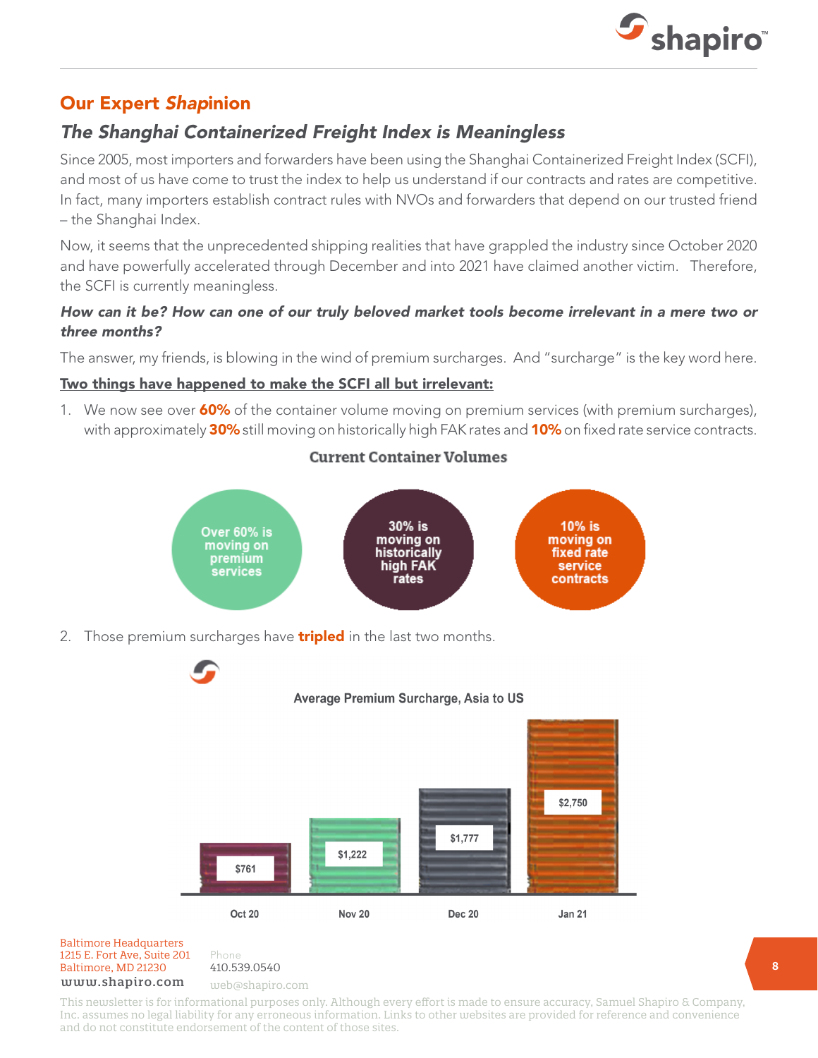## Our Expert *Shap*inion

### *The Shanghai Containerized Freight Index is Meaningless*

Since 2005, most importers and forwarders have been using the Shanghai Containerized Freight Index (SCFI), and most of us have come to trust the index to help us understand if our contracts and rates are competitive. In fact, many importers establish contract rules with NVOs and forwarders that depend on our trusted friend – the Shanghai Index.

Now, it seems that the unprecedented shipping realities that have grappled the industry since October 2020 and have powerfully accelerated through December and into 2021 have claimed another victim. Therefore, the SCFI is currently meaningless.

***How can it be? How can one of our truly beloved market tools become irrelevant in a mere two or three months?***

The answer, my friends, is blowing in the wind of premium surcharges. And "surcharge" is the key word here.

**Two things have happened to make the SCFI all but irrelevant:**

1. We now see over **60%** of the container volume moving on premium services (with premium surcharges), with approximately **30%** still moving on historically high FAK rates and **10%** on fixed rate service contracts.

**Current Container Volumes**

- Over 60% is moving on premium services
- 30% is moving on historically high FAK rates
- 10% is moving on fixed rate service contracts

2. Those premium surcharges have **tripled** in the last two months.

**Average Premium Surcharge, Asia to US**

| Month | Average Premium Surcharge |
|---|---|
| Oct 20 | $761 |
| Nov 20 | $1,222 |
| Dec 20 | $1,777 |
| Jan 21 | $2,750 |

Baltimore Headquarters
1215 E. Fort Ave, Suite 201
Baltimore, MD 21230
www.shapiro.com

Phone
410.539.0540
web@shapiro.com

This newsletter is for informational purposes only. Although every effort is made to ensure accuracy, Samuel Shapiro & Company, Inc. assumes no legal liability for any erroneous information. Links to other websites are provided for reference and convenience and do not constitute endorsement of the content of those sites.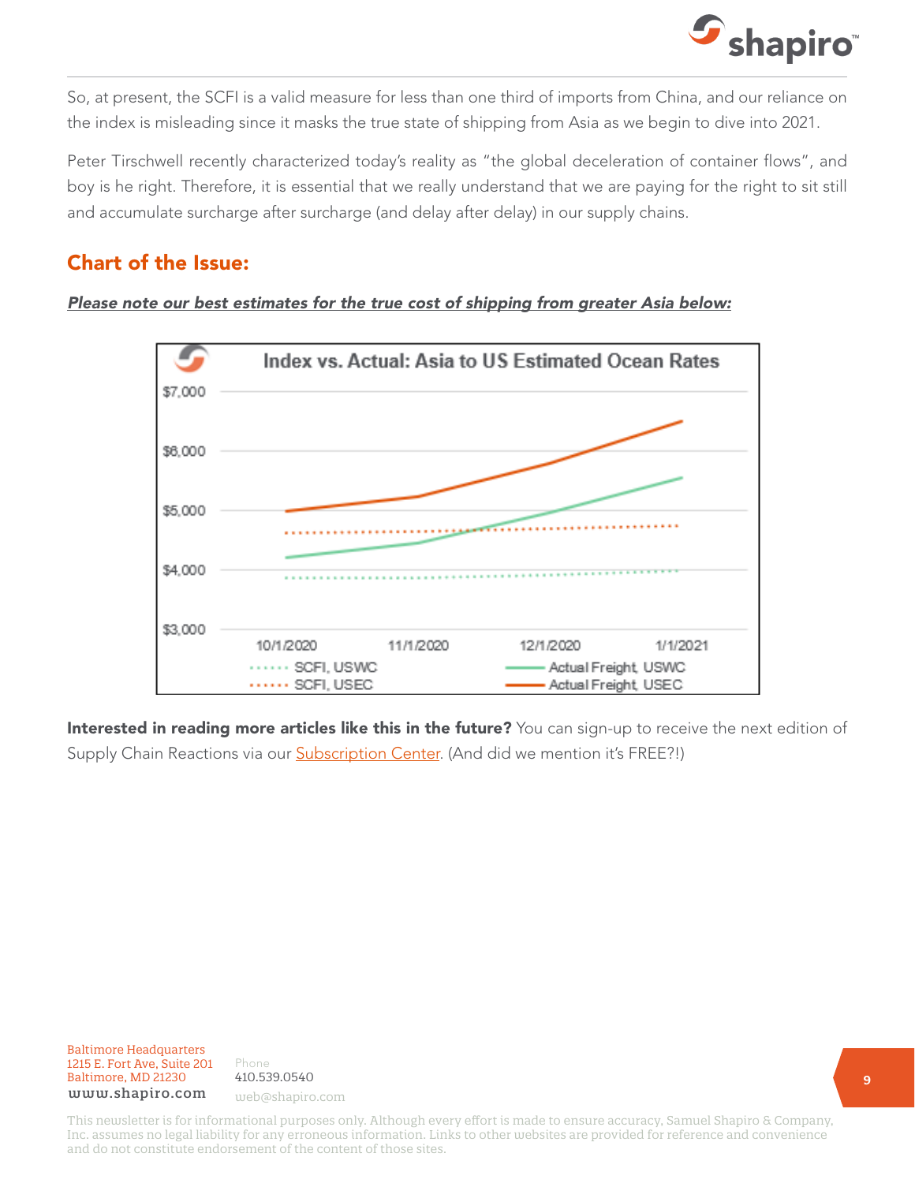So, at present, the SCFI is a valid measure for less than one third of imports from China, and our reliance on the index is misleading since it masks the true state of shipping from Asia as we begin to dive into 2021.

Peter Tirschwell recently characterized today's reality as "the global deceleration of container flows", and boy is he right. Therefore, it is essential that we really understand that we are paying for the right to sit still and accumulate surcharge after surcharge (and delay after delay) in our supply chains.

## Chart of the Issue:

***Please note our best estimates for the true cost of shipping from greater Asia below:***

**Index vs. Actual: Asia to US Estimated Ocean Rates**

**Interested in reading more articles like this in the future?** You can sign-up to receive the next edition of Supply Chain Reactions via our Subscription Center. (And did we mention it's FREE?!)

Baltimore Headquarters
1215 E. Fort Ave, Suite 201
Baltimore, MD 21230
www.shapiro.com

Phone
410.539.0540
web@shapiro.com

This newsletter is for informational purposes only. Although every effort is made to ensure accuracy, Samuel Shapiro & Company, Inc. assumes no legal liability for any erroneous information. Links to other websites are provided for reference and convenience and do not constitute endorsement of the content of those sites.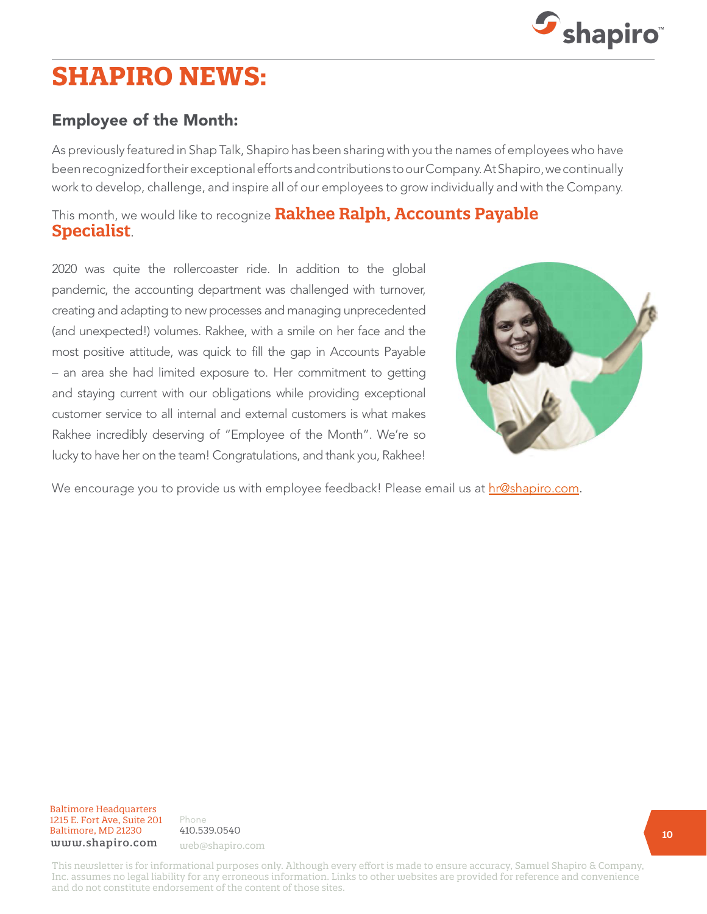# SHAPIRO NEWS:

## Employee of the Month:

As previously featured in Shap Talk, Shapiro has been sharing with you the names of employees who have been recognized for their exceptional efforts and contributions to our Company. At Shapiro, we continually work to develop, challenge, and inspire all of our employees to grow individually and with the Company.

This month, we would like to recognize **Rakhee Ralph, Accounts Payable Specialist**.

2020 was quite the rollercoaster ride. In addition to the global pandemic, the accounting department was challenged with turnover, creating and adapting to new processes and managing unprecedented (and unexpected!) volumes. Rakhee, with a smile on her face and the most positive attitude, was quick to fill the gap in Accounts Payable – an area she had limited exposure to. Her commitment to getting and staying current with our obligations while providing exceptional customer service to all internal and external customers is what makes Rakhee incredibly deserving of "Employee of the Month". We're so lucky to have her on the team! Congratulations, and thank you, Rakhee!

We encourage you to provide us with employee feedback! Please email us at hr@shapiro.com.

Baltimore Headquarters
1215 E. Fort Ave, Suite 201
Baltimore, MD 21230
www.shapiro.com

Phone
410.539.0540
web@shapiro.com

This newsletter is for informational purposes only. Although every effort is made to ensure accuracy, Samuel Shapiro & Company, Inc. assumes no legal liability for any erroneous information. Links to other websites are provided for reference and convenience and do not constitute endorsement of the content of those sites.